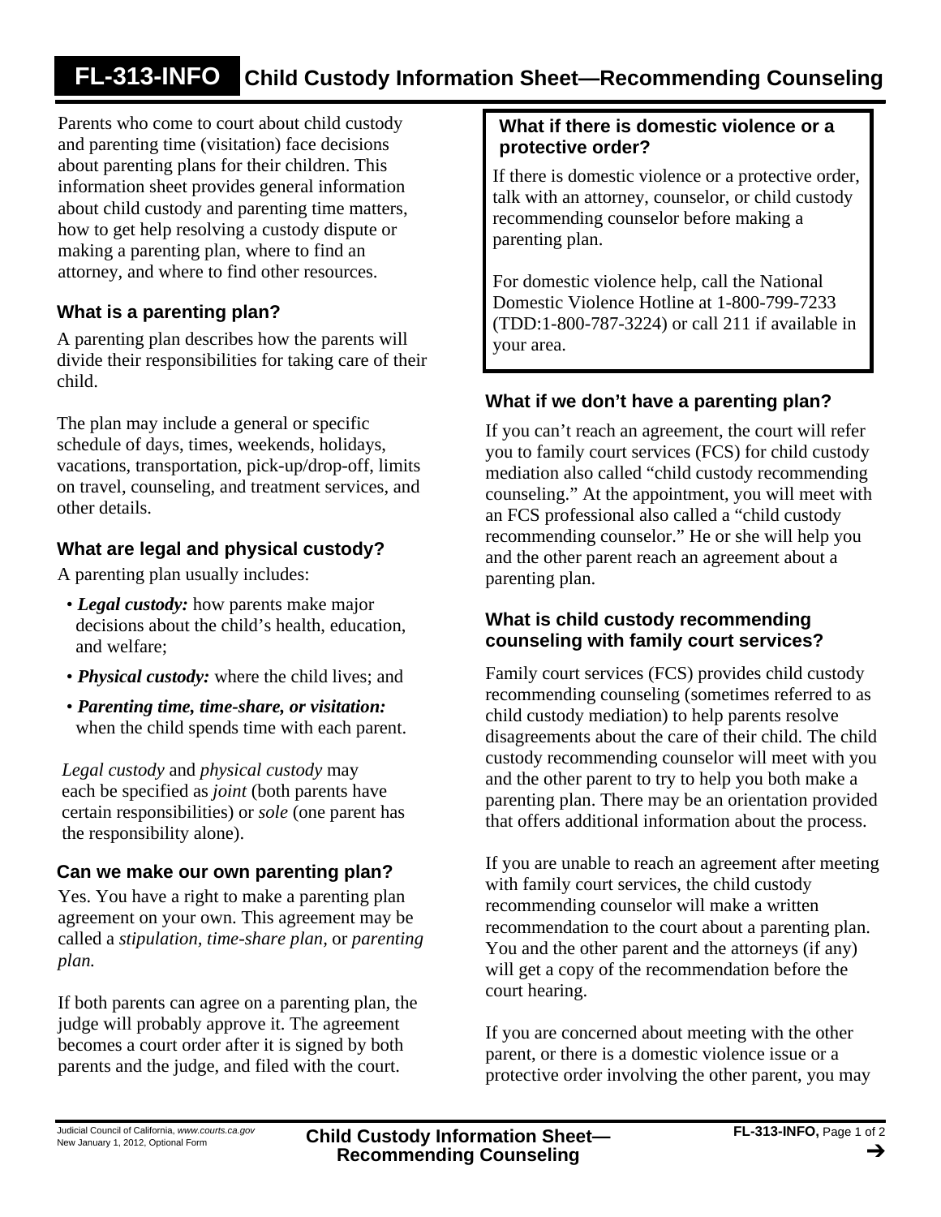# FL-313-INFO Child Custody Information Sheet—Recommending Counseling

Parents who come to court about child custody and parenting time (visitation) face decisions about parenting plans for their children. This information sheet provides general information about child custody and parenting time matters, how to get help resolving a custody dispute or making a parenting plan, where to find an attorney, and where to find other resources.

## What is a parenting plan?

A parenting plan describes how the parents will divide their responsibilities for taking care of their child.

The plan may include a general or specific schedule of days, times, weekends, holidays, vacations, transportation, pick-up/drop-off, limits on travel, counseling, and treatment services, and other details.

## What are legal and physical custody?

A parenting plan usually includes:

- ***Legal custody:*** how parents make major decisions about the child's health, education, and welfare;
- ***Physical custody:*** where the child lives; and
- ***Parenting time, time-share, or visitation:*** when the child spends time with each parent.

*Legal custody* and *physical custody* may each be specified as *joint* (both parents have certain responsibilities) or *sole* (one parent has the responsibility alone).

## Can we make our own parenting plan?

Yes. You have a right to make a parenting plan agreement on your own. This agreement may be called a *stipulation, time-share plan,* or *parenting plan.*

If both parents can agree on a parenting plan, the judge will probably approve it. The agreement becomes a court order after it is signed by both parents and the judge, and filed with the court.

## What if there is domestic violence or a protective order?

If there is domestic violence or a protective order, talk with an attorney, counselor, or child custody recommending counselor before making a parenting plan.

For domestic violence help, call the National Domestic Violence Hotline at 1-800-799-7233 (TDD:1-800-787-3224) or call 211 if available in your area.

## What if we don't have a parenting plan?

If you can't reach an agreement, the court will refer you to family court services (FCS) for child custody mediation also called "child custody recommending counseling." At the appointment, you will meet with an FCS professional also called a "child custody recommending counselor." He or she will help you and the other parent reach an agreement about a parenting plan.

## What is child custody recommending counseling with family court services?

Family court services (FCS) provides child custody recommending counseling (sometimes referred to as child custody mediation) to help parents resolve disagreements about the care of their child. The child custody recommending counselor will meet with you and the other parent to try to help you both make a parenting plan. There may be an orientation provided that offers additional information about the process.

If you are unable to reach an agreement after meeting with family court services, the child custody recommending counselor will make a written recommendation to the court about a parenting plan. You and the other parent and the attorneys (if any) will get a copy of the recommendation before the court hearing.

If you are concerned about meeting with the other parent, or there is a domestic violence issue or a protective order involving the other parent, you may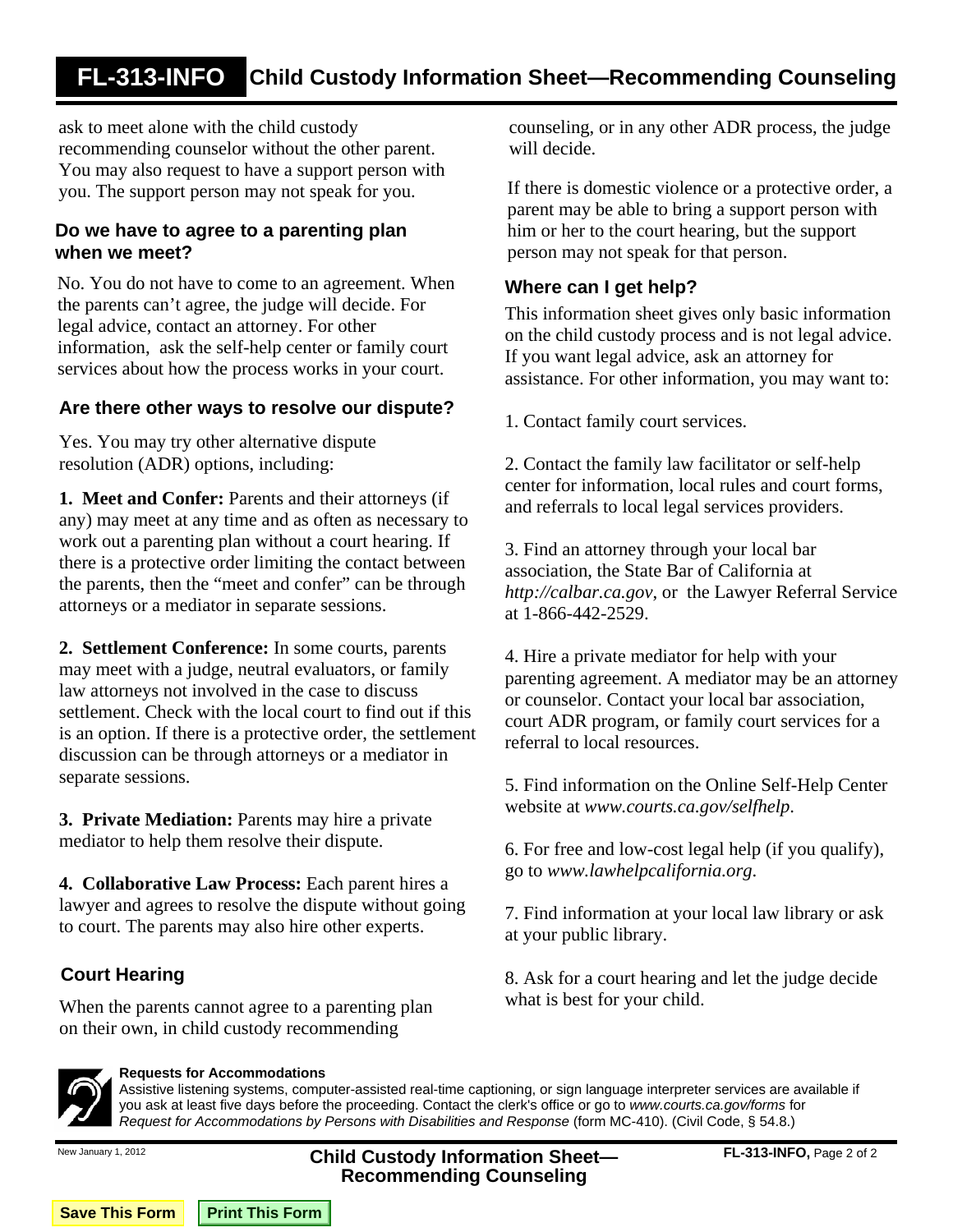ask to meet alone with the child custody recommending counselor without the other parent. You may also request to have a support person with you. The support person may not speak for you.

### Do we have to agree to a parenting plan when we meet?

No. You do not have to come to an agreement. When the parents can't agree, the judge will decide. For legal advice, contact an attorney. For other information, ask the self-help center or family court services about how the process works in your court.

### Are there other ways to resolve our dispute?

Yes. You may try other alternative dispute resolution (ADR) options, including:

**1. Meet and Confer:** Parents and their attorneys (if any) may meet at any time and as often as necessary to work out a parenting plan without a court hearing. If there is a protective order limiting the contact between the parents, then the "meet and confer" can be through attorneys or a mediator in separate sessions.

**2. Settlement Conference:** In some courts, parents may meet with a judge, neutral evaluators, or family law attorneys not involved in the case to discuss settlement. Check with the local court to find out if this is an option. If there is a protective order, the settlement discussion can be through attorneys or a mediator in separate sessions.

**3. Private Mediation:** Parents may hire a private mediator to help them resolve their dispute.

**4. Collaborative Law Process:** Each parent hires a lawyer and agrees to resolve the dispute without going to court. The parents may also hire other experts.

### Court Hearing

When the parents cannot agree to a parenting plan on their own, in child custody recommending counseling, or in any other ADR process, the judge will decide.

If there is domestic violence or a protective order, a parent may be able to bring a support person with him or her to the court hearing, but the support person may not speak for that person.

### Where can I get help?

This information sheet gives only basic information on the child custody process and is not legal advice. If you want legal advice, ask an attorney for assistance. For other information, you may want to:

1. Contact family court services.

2. Contact the family law facilitator or self-help center for information, local rules and court forms, and referrals to local legal services providers.

3. Find an attorney through your local bar association, the State Bar of California at *http://calbar.ca.gov*, or the Lawyer Referral Service at 1-866-442-2529.

4. Hire a private mediator for help with your parenting agreement. A mediator may be an attorney or counselor. Contact your local bar association, court ADR program, or family court services for a referral to local resources.

5. Find information on the Online Self-Help Center website at *www.courts.ca.gov/selfhelp*.

6. For free and low-cost legal help (if you qualify), go to *www.lawhelpcalifornia.org*.

7. Find information at your local law library or ask at your public library.

8. Ask for a court hearing and let the judge decide what is best for your child.

**Requests for Accommodations**
Assistive listening systems, computer-assisted real-time captioning, or sign language interpreter services are available if you ask at least five days before the proceeding. Contact the clerk's office or go to *www.courts.ca.gov/forms* for *Request for Accommodations by Persons with Disabilities and Response* (form MC-410). (Civil Code, § 54.8.)